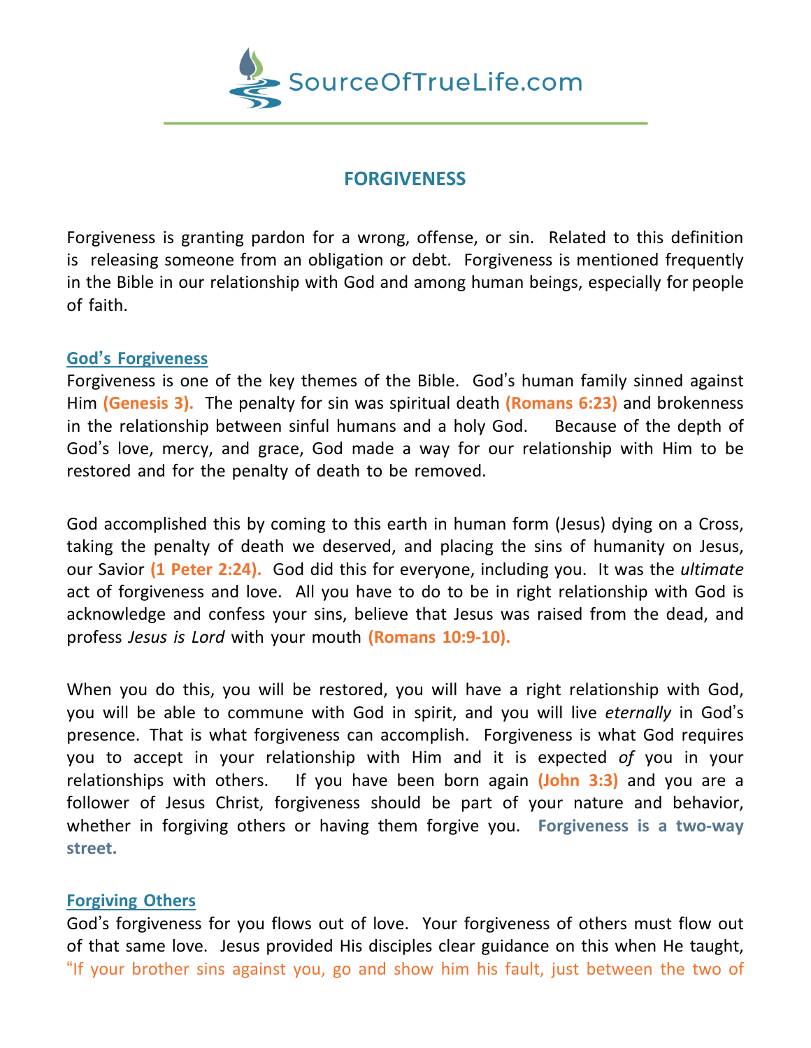SourceOfTrueLife.com

# FORGIVENESS

Forgiveness is granting pardon for a wrong, offense, or sin. Related to this definition is releasing someone from an obligation or debt. Forgiveness is mentioned frequently in the Bible in our relationship with God and among human beings, especially for people of faith.

## God's Forgiveness

Forgiveness is one of the key themes of the Bible. God's human family sinned against Him **(Genesis 3).** The penalty for sin was spiritual death **(Romans 6:23)** and brokenness in the relationship between sinful humans and a holy God. Because of the depth of God's love, mercy, and grace, God made a way for our relationship with Him to be restored and for the penalty of death to be removed.

God accomplished this by coming to this earth in human form (Jesus) dying on a Cross, taking the penalty of death we deserved, and placing the sins of humanity on Jesus, our Savior **(1 Peter 2:24).** God did this for everyone, including you. It was the *ultimate* act of forgiveness and love. All you have to do to be in right relationship with God is acknowledge and confess your sins, believe that Jesus was raised from the dead, and profess *Jesus is Lord* with your mouth **(Romans 10:9-10).**

When you do this, you will be restored, you will have a right relationship with God, you will be able to commune with God in spirit, and you will live *eternally* in God's presence. That is what forgiveness can accomplish. Forgiveness is what God requires you to accept in your relationship with Him and it is expected *of* you in your relationships with others. If you have been born again **(John 3:3)** and you are a follower of Jesus Christ, forgiveness should be part of your nature and behavior, whether in forgiving others or having them forgive you. **Forgiveness is a two-way street.**

## Forgiving Others

God's forgiveness for you flows out of love. Your forgiveness of others must flow out of that same love. Jesus provided His disciples clear guidance on this when He taught, "If your brother sins against you, go and show him his fault, just between the two of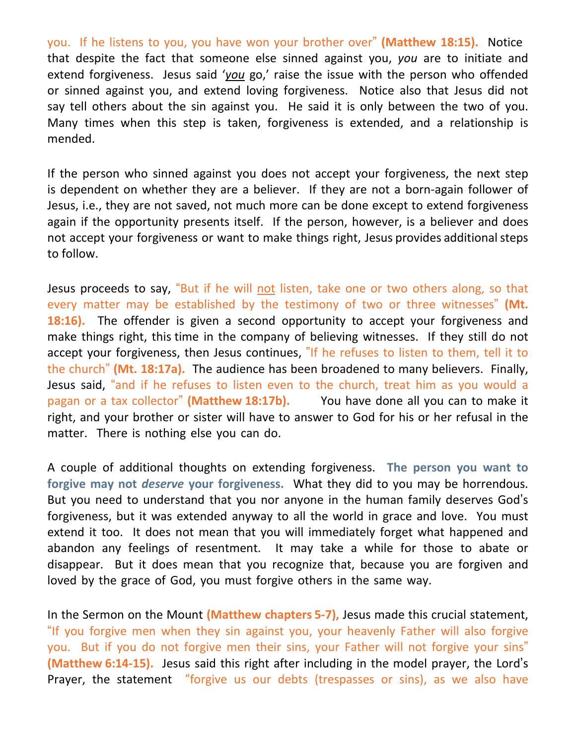you. If he listens to you, you have won your brother over" **(Matthew 18:15).** Notice that despite the fact that someone else sinned against you, *you* are to initiate and extend forgiveness. Jesus said '*you* go,' raise the issue with the person who offended or sinned against you, and extend loving forgiveness. Notice also that Jesus did not say tell others about the sin against you. He said it is only between the two of you. Many times when this step is taken, forgiveness is extended, and a relationship is mended.

If the person who sinned against you does not accept your forgiveness, the next step is dependent on whether they are a believer. If they are not a born-again follower of Jesus, i.e., they are not saved, not much more can be done except to extend forgiveness again if the opportunity presents itself. If the person, however, is a believer and does not accept your forgiveness or want to make things right, Jesus provides additional steps to follow.

Jesus proceeds to say, "But if he will not listen, take one or two others along, so that every matter may be established by the testimony of two or three witnesses" **(Mt. 18:16).** The offender is given a second opportunity to accept your forgiveness and make things right, this time in the company of believing witnesses. If they still do not accept your forgiveness, then Jesus continues, "If he refuses to listen to them, tell it to the church" **(Mt. 18:17a).** The audience has been broadened to many believers. Finally, Jesus said, "and if he refuses to listen even to the church, treat him as you would a pagan or a tax collector" **(Matthew 18:17b).** You have done all you can to make it right, and your brother or sister will have to answer to God for his or her refusal in the matter. There is nothing else you can do.

A couple of additional thoughts on extending forgiveness. **The person you want to forgive may not *deserve* your forgiveness.** What they did to you may be horrendous. But you need to understand that you nor anyone in the human family deserves God's forgiveness, but it was extended anyway to all the world in grace and love. You must extend it too. It does not mean that you will immediately forget what happened and abandon any feelings of resentment. It may take a while for those to abate or disappear. But it does mean that you recognize that, because you are forgiven and loved by the grace of God, you must forgive others in the same way.

In the Sermon on the Mount **(Matthew chapters 5-7),** Jesus made this crucial statement, "If you forgive men when they sin against you, your heavenly Father will also forgive you. But if you do not forgive men their sins, your Father will not forgive your sins" **(Matthew 6:14-15).** Jesus said this right after including in the model prayer, the Lord's Prayer, the statement "forgive us our debts (trespasses or sins), as we also have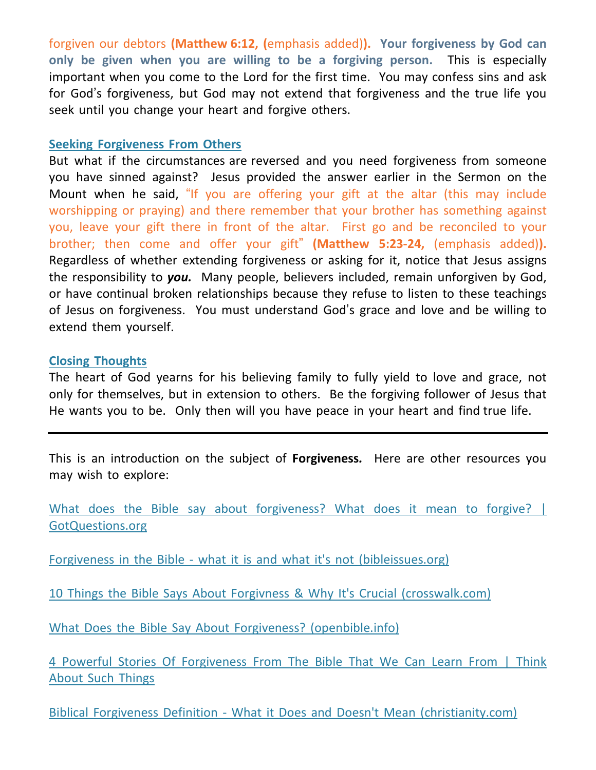forgiven our debtors **(Matthew 6:12, (**emphasis added**))**. **Your forgiveness by God can only be given when you are willing to be a forgiving person.** This is especially important when you come to the Lord for the first time. You may confess sins and ask for God's forgiveness, but God may not extend that forgiveness and the true life you seek until you change your heart and forgive others.

## Seeking Forgiveness From Others

But what if the circumstances are reversed and you need forgiveness from someone you have sinned against? Jesus provided the answer earlier in the Sermon on the Mount when he said, "If you are offering your gift at the altar (this may include worshipping or praying) and there remember that your brother has something against you, leave your gift there in front of the altar. First go and be reconciled to your brother; then come and offer your gift" **(Matthew 5:23-24,** (emphasis added)**)**. Regardless of whether extending forgiveness or asking for it, notice that Jesus assigns the responsibility to ***you.*** Many people, believers included, remain unforgiven by God, or have continual broken relationships because they refuse to listen to these teachings of Jesus on forgiveness. You must understand God's grace and love and be willing to extend them yourself.

## Closing Thoughts

The heart of God yearns for his believing family to fully yield to love and grace, not only for themselves, but in extension to others. Be the forgiving follower of Jesus that He wants you to be. Only then will you have peace in your heart and find true life.

---

This is an introduction on the subject of **Forgiveness.** Here are other resources you may wish to explore:

What does the Bible say about forgiveness? What does it mean to forgive? | GotQuestions.org

Forgiveness in the Bible - what it is and what it's not (bibleissues.org)

10 Things the Bible Says About Forgivness & Why It's Crucial (crosswalk.com)

What Does the Bible Say About Forgiveness? (openbible.info)

4 Powerful Stories Of Forgiveness From The Bible That We Can Learn From | Think About Such Things

Biblical Forgiveness Definition - What it Does and Doesn't Mean (christianity.com)